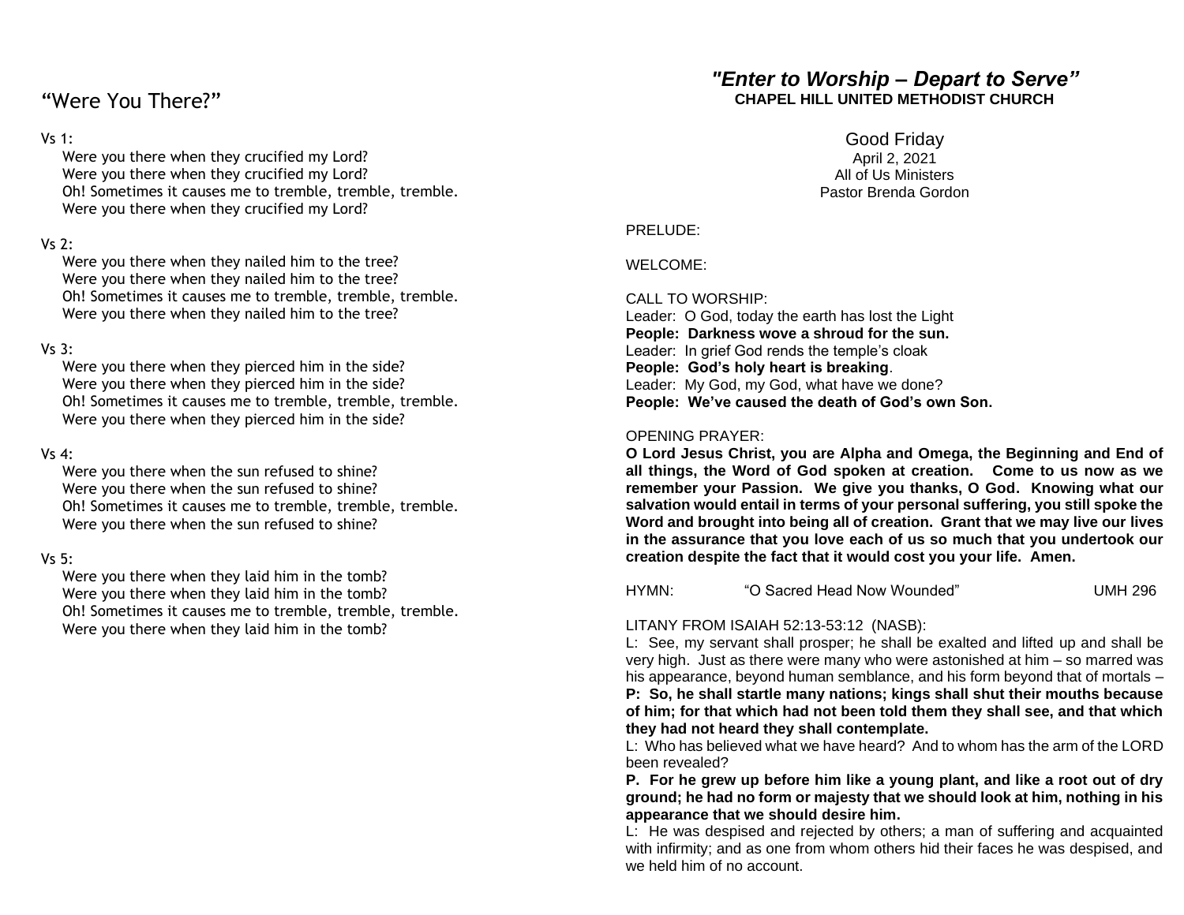## "Were You There?"

Vs 1:

Were you there when they crucified my Lord?
Were you there when they crucified my Lord?
Oh! Sometimes it causes me to tremble, tremble, tremble.
Were you there when they crucified my Lord?

Vs 2:

Were you there when they nailed him to the tree?
Were you there when they nailed him to the tree?
Oh! Sometimes it causes me to tremble, tremble, tremble.
Were you there when they nailed him to the tree?

Vs 3:

Were you there when they pierced him in the side?
Were you there when they pierced him in the side?
Oh! Sometimes it causes me to tremble, tremble, tremble.
Were you there when they pierced him in the side?

Vs 4:

Were you there when the sun refused to shine?
Were you there when the sun refused to shine?
Oh! Sometimes it causes me to tremble, tremble, tremble.
Were you there when the sun refused to shine?

Vs 5:

Were you there when they laid him in the tomb?
Were you there when they laid him in the tomb?
Oh! Sometimes it causes me to tremble, tremble, tremble.
Were you there when they laid him in the tomb?

# *"Enter to Worship – Depart to Serve"*

**CHAPEL HILL UNITED METHODIST CHURCH**

Good Friday
April 2, 2021
All of Us Ministers
Pastor Brenda Gordon

PRELUDE:

WELCOME:

CALL TO WORSHIP:

Leader: O God, today the earth has lost the Light
**People: Darkness wove a shroud for the sun.**
Leader: In grief God rends the temple's cloak
**People: God's holy heart is breaking**.
Leader: My God, my God, what have we done?
**People: We've caused the death of God's own Son.**

OPENING PRAYER:

**O Lord Jesus Christ, you are Alpha and Omega, the Beginning and End of all things, the Word of God spoken at creation. Come to us now as we remember your Passion. We give you thanks, O God. Knowing what our salvation would entail in terms of your personal suffering, you still spoke the Word and brought into being all of creation. Grant that we may live our lives in the assurance that you love each of us so much that you undertook our creation despite the fact that it would cost you your life. Amen.**

HYMN: "O Sacred Head Now Wounded" UMH 296

LITANY FROM ISAIAH 52:13-53:12 (NASB):

L: See, my servant shall prosper; he shall be exalted and lifted up and shall be very high. Just as there were many who were astonished at him – so marred was his appearance, beyond human semblance, and his form beyond that of mortals –
**P: So, he shall startle many nations; kings shall shut their mouths because of him; for that which had not been told them they shall see, and that which they had not heard they shall contemplate.**
L: Who has believed what we have heard? And to whom has the arm of the LORD been revealed?
**P. For he grew up before him like a young plant, and like a root out of dry ground; he had no form or majesty that we should look at him, nothing in his appearance that we should desire him.**
L: He was despised and rejected by others; a man of suffering and acquainted with infirmity; and as one from whom others hid their faces he was despised, and we held him of no account.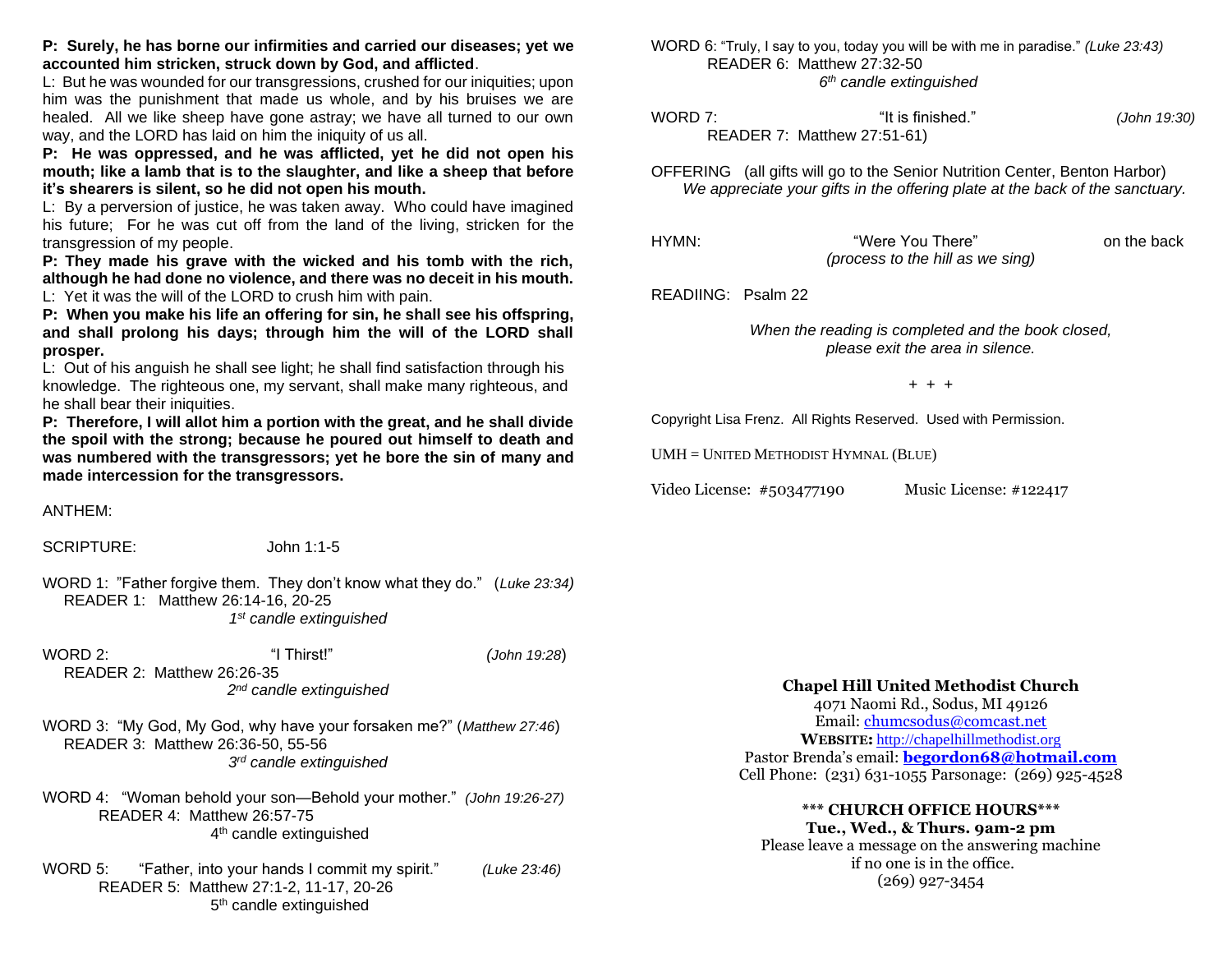**P: Surely, he has borne our infirmities and carried our diseases; yet we accounted him stricken, struck down by God, and afflicted**.

L: But he was wounded for our transgressions, crushed for our iniquities; upon him was the punishment that made us whole, and by his bruises we are healed. All we like sheep have gone astray; we have all turned to our own way, and the LORD has laid on him the iniquity of us all.

**P: He was oppressed, and he was afflicted, yet he did not open his mouth; like a lamb that is to the slaughter, and like a sheep that before it's shearers is silent, so he did not open his mouth.**

L: By a perversion of justice, he was taken away. Who could have imagined his future; For he was cut off from the land of the living, stricken for the transgression of my people.

**P: They made his grave with the wicked and his tomb with the rich, although he had done no violence, and there was no deceit in his mouth.**

L: Yet it was the will of the LORD to crush him with pain.

**P: When you make his life an offering for sin, he shall see his offspring, and shall prolong his days; through him the will of the LORD shall prosper.**

L: Out of his anguish he shall see light; he shall find satisfaction through his knowledge. The righteous one, my servant, shall make many righteous, and he shall bear their iniquities.

**P: Therefore, I will allot him a portion with the great, and he shall divide the spoil with the strong; because he poured out himself to death and was numbered with the transgressors; yet he bore the sin of many and made intercession for the transgressors.**

ANTHEM:

SCRIPTURE: John 1:1-5

WORD 1: "Father forgive them. They don't know what they do." (*Luke 23:34)*
READER 1: Matthew 26:14-16, 20-25
*1st candle extinguished*

WORD 2: "I Thirst!" *(John 19:28*)
READER 2: Matthew 26:26-35
*2nd candle extinguished*

WORD 3: "My God, My God, why have your forsaken me?" (*Matthew 27:46*)
READER 3: Matthew 26:36-50, 55-56
*3rd candle extinguished*

WORD 4: "Woman behold your son—Behold your mother." *(John 19:26-27)*
READER 4: Matthew 26:57-75
4th candle extinguished

WORD 5: "Father, into your hands I commit my spirit." *(Luke 23:46)*
READER 5: Matthew 27:1-2, 11-17, 20-26
5th candle extinguished

WORD 6: "Truly, I say to you, today you will be with me in paradise." *(Luke 23:43)*
READER 6: Matthew 27:32-50
*6th candle extinguished*

WORD 7: "It is finished." *(John 19:30)*
READER 7: Matthew 27:51-61)

OFFERING (all gifts will go to the Senior Nutrition Center, Benton Harbor)
*We appreciate your gifts in the offering plate at the back of the sanctuary.*

HYMN: "Were You There" on the back
*(process to the hill as we sing)*

READIING: Psalm 22

*When the reading is completed and the book closed, please exit the area in silence.*

\+ + +

Copyright Lisa Frenz. All Rights Reserved. Used with Permission.

UMH = UNITED METHODIST HYMNAL (BLUE)

Video License: #503477190 Music License: #122417

**Chapel Hill United Methodist Church**
4071 Naomi Rd., Sodus, MI 49126
Email: chumcsodus@comcast.net
**WEBSITE:** http://chapelhillmethodist.org
Pastor Brenda's email: **begordon68@hotmail.com**
Cell Phone: (231) 631-1055 Parsonage: (269) 925-4528

**\*\*\* CHURCH OFFICE HOURS\*\*\***
**Tue., Wed., & Thurs. 9am-2 pm**
Please leave a message on the answering machine if no one is in the office.
(269) 927-3454